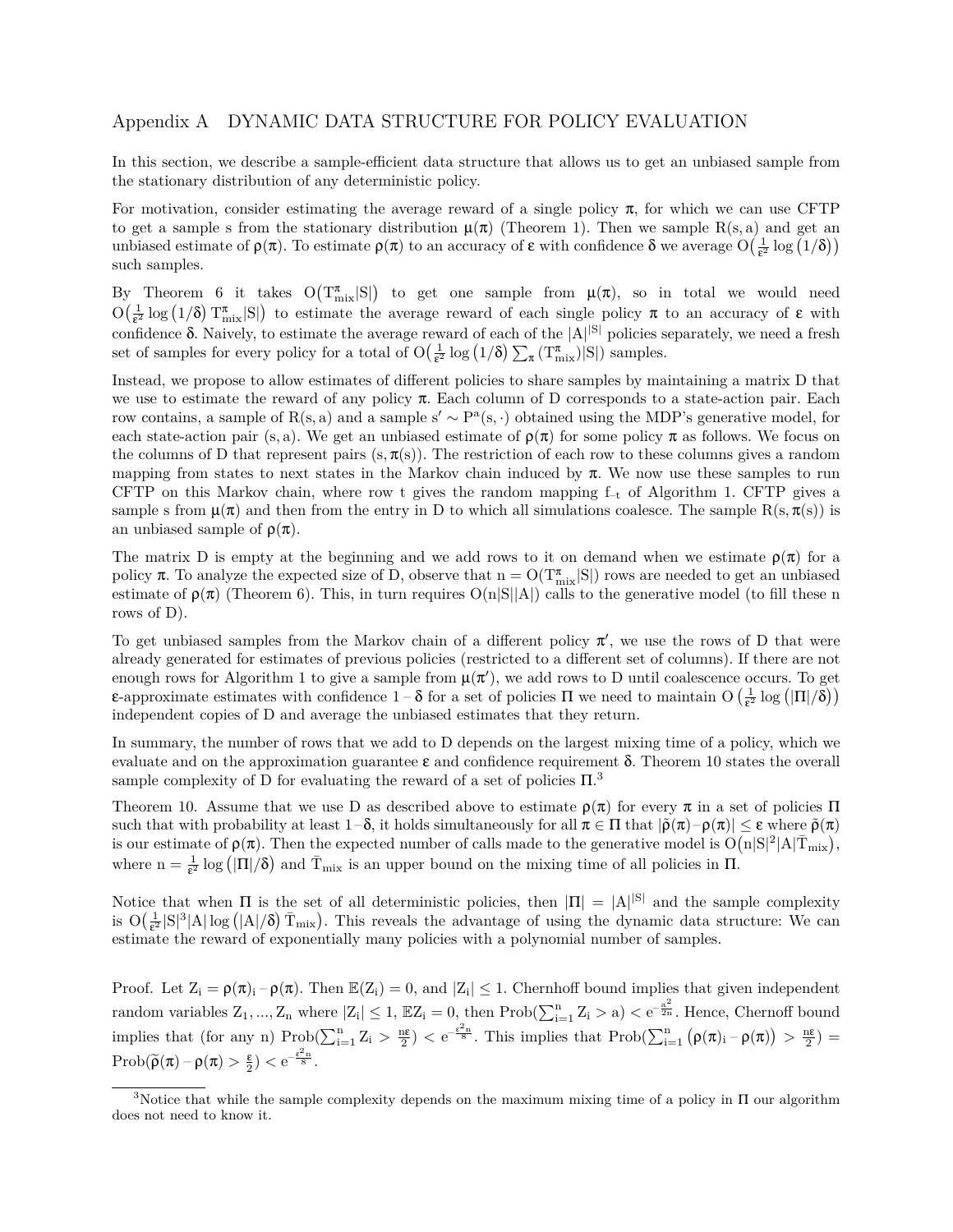## Appendix A DYNAMIC DATA STRUCTURE FOR POLICY EVALUATION

In this section, we describe a sample-efficient data structure that allows us to get an unbiased sample from the stationary distribution of any deterministic policy.

For motivation, consider estimating the average reward of a single policy $\pi$, for which we can use CFTP to get a sample s from the stationary distribution $\mu(\pi)$ (Theorem 1). Then we sample $R(s, a)$ and get an unbiased estimate of $\rho(\pi)$. To estimate $\rho(\pi)$ to an accuracy of $\varepsilon$ with confidence $\delta$ we average $O\big(\frac{1}{\varepsilon^2}\log(1/\delta)\big)$ such samples.

By Theorem 6 it takes $O\big(T^{\pi}_{\text{mix}}|S|\big)$ to get one sample from $\mu(\pi)$, so in total we would need $O\big(\frac{1}{\varepsilon^2}\log(1/\delta)\, T^{\pi}_{\text{mix}}|S|\big)$ to estimate the average reward of each single policy $\pi$ to an accuracy of $\varepsilon$ with confidence $\delta$. Naively, to estimate the average reward of each of the $|A|^{|S|}$ policies separately, we need a fresh set of samples for every policy for a total of $O\big(\frac{1}{\varepsilon^2}\log(1/\delta)\sum_{\pi}(T^{\pi}_{\text{mix}})|S|\big)$ samples.

Instead, we propose to allow estimates of different policies to share samples by maintaining a matrix D that we use to estimate the reward of any policy $\pi$. Each column of D corresponds to a state-action pair. Each row contains, a sample of $R(s, a)$ and a sample $s' \sim P^a(s, \cdot)$ obtained using the MDP's generative model, for each state-action pair $(s, a)$. We get an unbiased estimate of $\rho(\pi)$ for some policy $\pi$ as follows. We focus on the columns of D that represent pairs $(s, \pi(s))$. The restriction of each row to these columns gives a random mapping from states to next states in the Markov chain induced by $\pi$. We now use these samples to run CFTP on this Markov chain, where row t gives the random mapping $f_{-t}$ of Algorithm 1. CFTP gives a sample s from $\mu(\pi)$ and then from the entry in D to which all simulations coalesce. The sample $R(s, \pi(s))$ is an unbiased sample of $\rho(\pi)$.

The matrix D is empty at the beginning and we add rows to it on demand when we estimate $\rho(\pi)$ for a policy $\pi$. To analyze the expected size of D, observe that $n = O(T^{\pi}_{\text{mix}}|S|)$ rows are needed to get an unbiased estimate of $\rho(\pi)$ (Theorem 6). This, in turn requires $O(n|S||A|)$ calls to the generative model (to fill these n rows of D).

To get unbiased samples from the Markov chain of a different policy $\pi'$, we use the rows of D that were already generated for estimates of previous policies (restricted to a different set of columns). If there are not enough rows for Algorithm 1 to give a sample from $\mu(\pi')$, we add rows to D until coalescence occurs. To get $\varepsilon$-approximate estimates with confidence $1 - \delta$ for a set of policies $\Pi$ we need to maintain $O\left(\frac{1}{\varepsilon^2}\log\left(|\Pi|/\delta\right)\right)$ independent copies of D and average the unbiased estimates that they return.

In summary, the number of rows that we add to D depends on the largest mixing time of a policy, which we evaluate and on the approximation guarantee $\varepsilon$ and confidence requirement $\delta$. Theorem 10 states the overall sample complexity of D for evaluating the reward of a set of policies $\Pi$.[3]

Theorem 10. Assume that we use D as described above to estimate $\rho(\pi)$ for every $\pi$ in a set of policies $\Pi$ such that with probability at least $1-\delta$, it holds simultaneously for all $\pi \in \Pi$ that $|\tilde{\rho}(\pi)-\rho(\pi)| \le \varepsilon$ where $\tilde{\rho}(\pi)$ is our estimate of $\rho(\pi)$. Then the expected number of calls made to the generative model is $O\big(n|S|^2|A|\bar{T}_{\text{mix}}\big)$, where $n = \frac{1}{\varepsilon^2}\log\left(|\Pi|/\delta\right)$ and $\bar{T}_{\text{mix}}$ is an upper bound on the mixing time of all policies in $\Pi$.

Notice that when $\Pi$ is the set of all deterministic policies, then $|\Pi| = |A|^{|S|}$ and the sample complexity is $O\big(\frac{1}{\varepsilon^2}|S|^3|A|\log\left(|A|/\delta\right)\bar{T}_{\text{mix}}\big)$. This reveals the advantage of using the dynamic data structure: We can estimate the reward of exponentially many policies with a polynomial number of samples.

Proof. Let $Z_i = \rho(\pi)_i - \rho(\pi)$. Then $\mathbb{E}(Z_i) = 0$, and $|Z_i| \le 1$. Chernhoff bound implies that given independent random variables $Z_1, \ldots, Z_n$ where $|Z_i| \le 1$, $\mathbb{E}Z_i = 0$, then $\text{Prob}(\sum_{i=1}^{n} Z_i > a) < e^{-\frac{a^2}{2n}}$. Hence, Chernhoff bound implies that (for any n) $\text{Prob}(\sum_{i=1}^{n} Z_i > \frac{n\varepsilon}{2}) < e^{-\frac{\varepsilon^2 n}{8}}$. This implies that $\text{Prob}(\sum_{i=1}^{n}\big(\rho(\pi)_i - \rho(\pi)\big) > \frac{n\varepsilon}{2}) = \text{Prob}(\widetilde{\rho}(\pi) - \rho(\pi) > \frac{\varepsilon}{2}) < e^{-\frac{\varepsilon^2 n}{8}}$.

---

[3] Notice that while the sample complexity depends on the maximum mixing time of a policy in $\Pi$ our algorithm does not need to know it.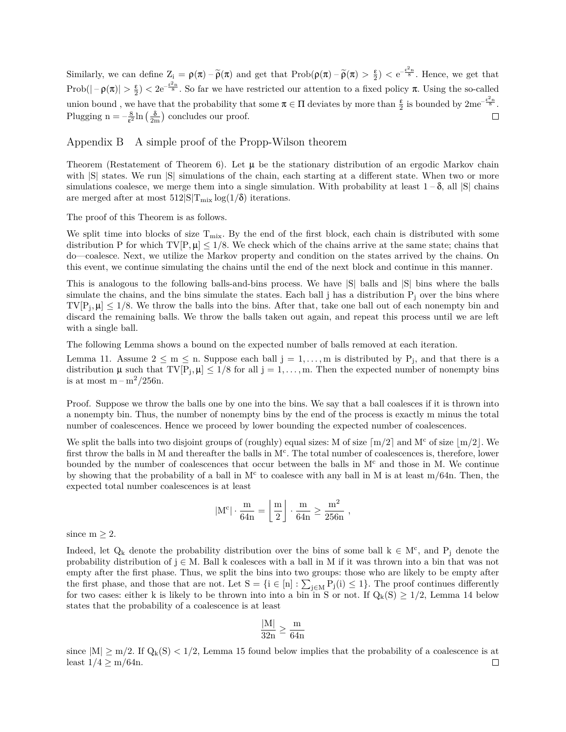Similarly, we can define $Z_i = \rho(\pi) - \widetilde{\rho}(\pi)$ and get that $\text{Prob}(\rho(\pi) - \widetilde{\rho}(\pi) > \frac{\varepsilon}{2}) < e^{-\frac{\varepsilon^2 n}{8}}$. Hence, we get that $\text{Prob}(| - \rho(\pi)| > \frac{\varepsilon}{2}) < 2e^{-\frac{\varepsilon^2 n}{8}}$. So far we have restricted our attention to a fixed policy $\pi$. Using the so-called union bound , we have that the probability that some $\pi \in \Pi$ deviates by more than $\frac{\varepsilon}{2}$ is bounded by $2me^{-\frac{\varepsilon^2 n}{8}}$. Plugging $n = -\frac{8}{\varepsilon^2} \ln\left(\frac{\delta}{2m}\right)$ concludes our proof. □

## Appendix B A simple proof of the Propp-Wilson theorem

Theorem (Restatement of Theorem 6). Let $\mu$ be the stationary distribution of an ergodic Markov chain with $|S|$ states. We run $|S|$ simulations of the chain, each starting at a different state. When two or more simulations coalesce, we merge them into a single simulation. With probability at least $1 - \delta$, all $|S|$ chains are merged after at most $512|S|T_{\text{mix}} \log(1/\delta)$ iterations.

The proof of this Theorem is as follows.

We split time into blocks of size $T_{\text{mix}}$. By the end of the first block, each chain is distributed with some distribution $P$ for which $TV[P, \mu] \leq 1/8$. We check which of the chains arrive at the same state; chains that do—coalesce. Next, we utilize the Markov property and condition on the states arrived by the chains. On this event, we continue simulating the chains until the end of the next block and continue in this manner.

This is analogous to the following balls-and-bins process. We have $|S|$ balls and $|S|$ bins where the balls simulate the chains, and the bins simulate the states. Each ball $j$ has a distribution $P_j$ over the bins where $TV[P_j, \mu] \leq 1/8$. We throw the balls into the bins. After that, take one ball out of each nonempty bin and discard the remaining balls. We throw the balls taken out again, and repeat this process until we are left with a single ball.

The following Lemma shows a bound on the expected number of balls removed at each iteration.

Lemma 11. Assume $2 \leq m \leq n$. Suppose each ball $j = 1, \ldots, m$ is distributed by $P_j$, and that there is a distribution $\mu$ such that $TV[P_j, \mu] \leq 1/8$ for all $j = 1, \ldots, m$. Then the expected number of nonempty bins is at most $m - m^2/256n$.

Proof. Suppose we throw the balls one by one into the bins. We say that a ball coalesces if it is thrown into a nonempty bin. Thus, the number of nonempty bins by the end of the process is exactly $m$ minus the total number of coalescences. Hence we proceed by lower bounding the expected number of coalescences.

We split the balls into two disjoint groups of (roughly) equal sizes: $M$ of size $\lceil m/2 \rceil$ and $M^c$ of size $\lfloor m/2 \rfloor$. We first throw the balls in $M$ and thereafter the balls in $M^c$. The total number of coalescences is, therefore, lower bounded by the number of coalescences that occur between the balls in $M^c$ and those in $M$. We continue by showing that the probability of a ball in $M^c$ to coalesce with any ball in $M$ is at least $m/64n$. Then, the expected total number coalescences is at least

$$|M^c| \cdot \frac{m}{64n} = \left\lfloor \frac{m}{2} \right\rfloor \cdot \frac{m}{64n} \geq \frac{m^2}{256n} ,$$

since $m \geq 2$.

Indeed, let $Q_k$ denote the probability distribution over the bins of some ball $k \in M^c$, and $P_j$ denote the probability distribution of $j \in M$. Ball $k$ coalesces with a ball in $M$ if it was thrown into a bin that was not empty after the first phase. Thus, we split the bins into two groups: those who are likely to be empty after the first phase, and those that are not. Let $S = \{i \in [n] : \sum_{j \in M} P_j(i) \leq 1\}$. The proof continues differently for two cases: either $k$ is likely to be thrown into into a bin in $S$ or not. If $Q_k(S) \geq 1/2$, Lemma 14 below states that the probability of a coalescence is at least

$$\frac{|M|}{32n} \geq \frac{m}{64n}$$

since $|M| \geq m/2$. If $Q_k(S) < 1/2$, Lemma 15 found below implies that the probability of a coalescence is at least $1/4 \geq m/64n$. □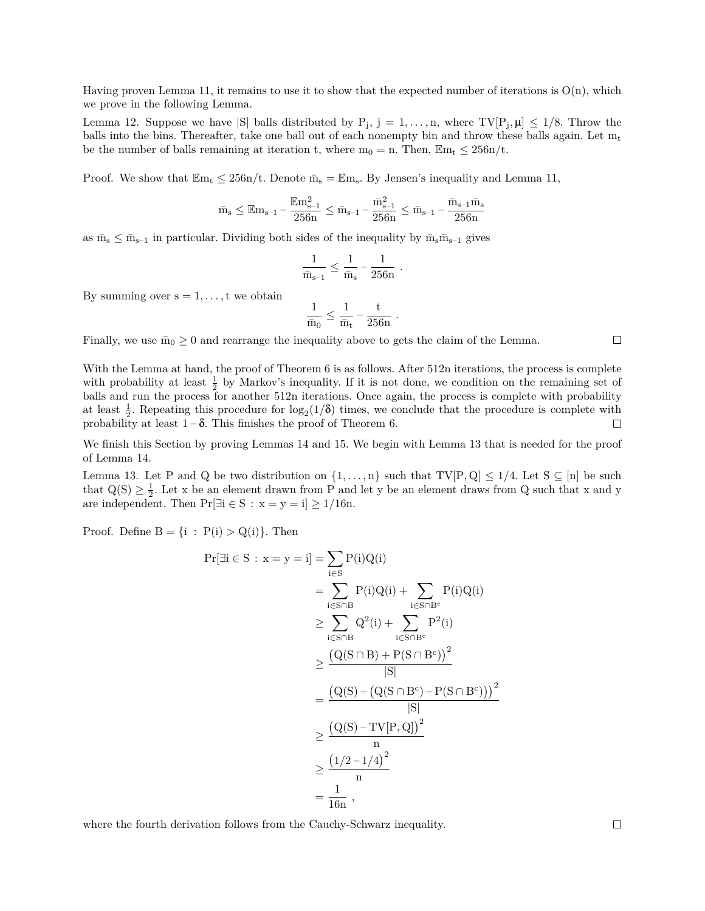Having proven Lemma 11, it remains to use it to show that the expected number of iterations is $O(n)$, which we prove in the following Lemma.

Lemma 12. Suppose we have $|S|$ balls distributed by $P_j$, $j = 1, \ldots, n$, where $TV[P_j, \mu] \leq 1/8$. Throw the balls into the bins. Thereafter, take one ball out of each nonempty bin and throw these balls again. Let $m_t$ be the number of balls remaining at iteration t, where $m_0 = n$. Then, $\mathbb{E}m_t \leq 256n/t$.

Proof. We show that $\mathbb{E}m_t \leq 256n/t$. Denote $\bar{m}_s = \mathbb{E}m_s$. By Jensen's inequality and Lemma 11,

$$\bar{m}_s \leq \mathbb{E}m_{s-1} - \frac{\mathbb{E}m_{s-1}^2}{256n} \leq \bar{m}_{s-1} - \frac{\bar{m}_{s-1}^2}{256n} \leq \bar{m}_{s-1} - \frac{\bar{m}_{s-1}\bar{m}_s}{256n}$$

as $\bar{m}_s \leq \bar{m}_{s-1}$ in particular. Dividing both sides of the inequality by $\bar{m}_s\bar{m}_{s-1}$ gives

$$\frac{1}{\bar{m}_{s-1}} \leq \frac{1}{\bar{m}_s} - \frac{1}{256n} \ .$$

By summing over $s = 1, \ldots, t$ we obtain

$$\frac{1}{\bar{m}_0} \leq \frac{1}{\bar{m}_t} - \frac{t}{256n} \ .$$

Finally, we use $\bar{m}_0 \geq 0$ and rearrange the inequality above to gets the claim of the Lemma. □

With the Lemma at hand, the proof of Theorem 6 is as follows. After 512n iterations, the process is complete with probability at least $\frac{1}{2}$ by Markov's inequality. If it is not done, we condition on the remaining set of balls and run the process for another 512n iterations. Once again, the process is complete with probability at least $\frac{1}{2}$. Repeating this procedure for $\log_2(1/\delta)$ times, we conclude that the procedure is complete with probability at least $1 - \delta$. This finishes the proof of Theorem 6. □

We finish this Section by proving Lemmas 14 and 15. We begin with Lemma 13 that is needed for the proof of Lemma 14.

Lemma 13. Let P and Q be two distribution on $\{1, \ldots, n\}$ such that $TV[P, Q] \leq 1/4$. Let $S \subseteq [n]$ be such that $Q(S) \geq \frac{1}{2}$. Let x be an element drawn from P and let y be an element draws from Q such that x and y are independent. Then $\Pr[\exists i \in S : x = y = i] \geq 1/16n$.

Proof. Define $B = \{i : P(i) > Q(i)\}$. Then

$$\begin{aligned}
\Pr[\exists i \in S : x = y = i] &= \sum_{i \in S} P(i)Q(i) \\
&= \sum_{i \in S \cap B} P(i)Q(i) + \sum_{i \in S \cap B^c} P(i)Q(i) \\
&\geq \sum_{i \in S \cap B} Q^2(i) + \sum_{i \in S \cap B^c} P^2(i) \\
&\geq \frac{\left(Q(S \cap B) + P(S \cap B^c)\right)^2}{|S|} \\
&= \frac{\left(Q(S) - \left(Q(S \cap B^c) - P(S \cap B^c)\right)\right)^2}{|S|} \\
&\geq \frac{\left(Q(S) - TV[P, Q]\right)^2}{n} \\
&\geq \frac{\left(1/2 - 1/4\right)^2}{n} \\
&= \frac{1}{16n} \ ,
\end{aligned}$$

where the fourth derivation follows from the Cauchy-Schwarz inequality. □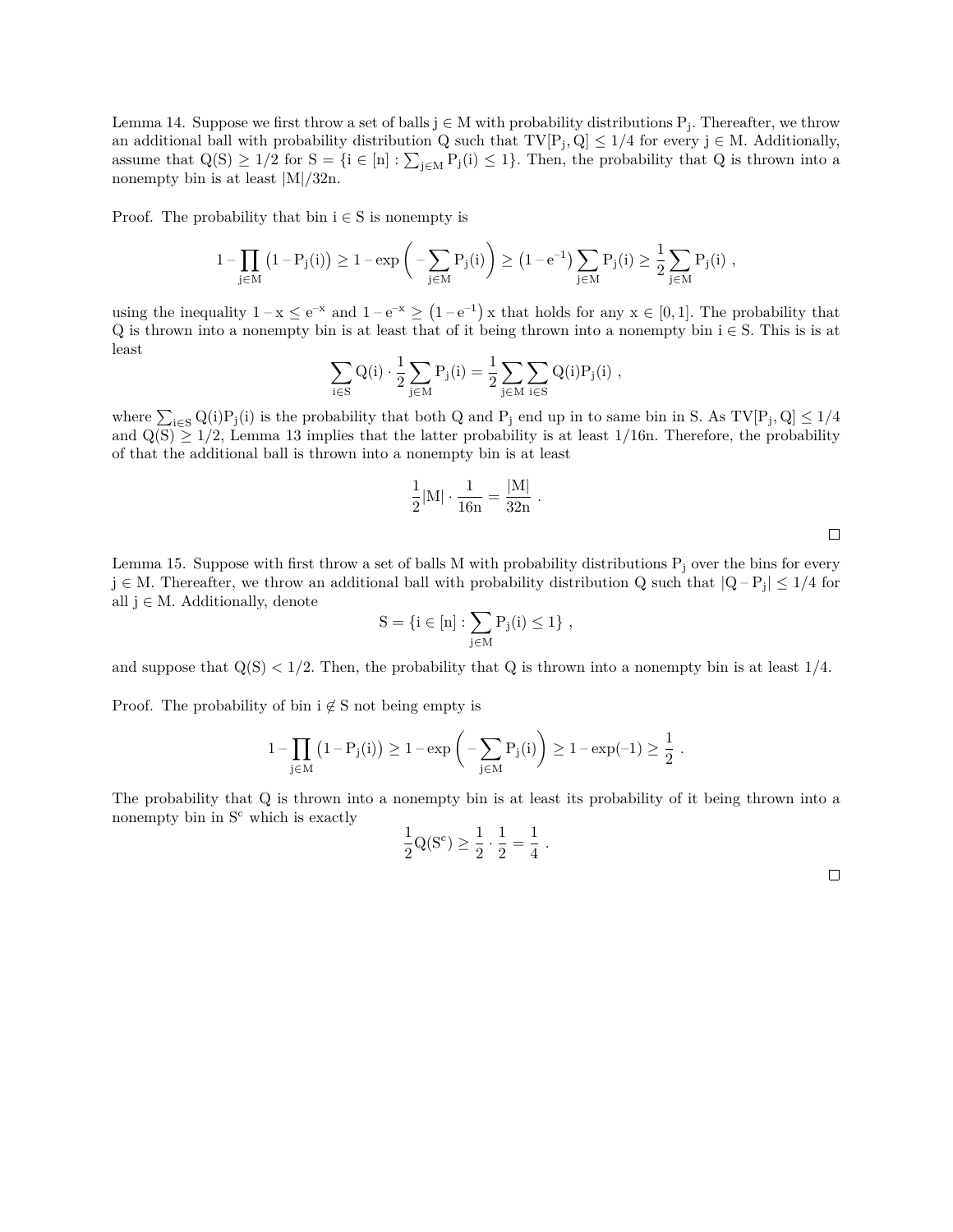Lemma 14. Suppose we first throw a set of balls $j \in M$ with probability distributions $P_j$. Thereafter, we throw an additional ball with probability distribution $Q$ such that $TV[P_j, Q] \le 1/4$ for every $j \in M$. Additionally, assume that $Q(S) \ge 1/2$ for $S = \{i \in [n] : \sum_{j \in M} P_j(i) \le 1\}$. Then, the probability that $Q$ is thrown into a nonempty bin is at least $|M|/32n$.

Proof. The probability that bin $i \in S$ is nonempty is

$$1 - \prod_{j \in M} \left(1 - P_j(i)\right) \ge 1 - \exp\left(-\sum_{j \in M} P_j(i)\right) \ge \left(1 - e^{-1}\right) \sum_{j \in M} P_j(i) \ge \frac{1}{2} \sum_{j \in M} P_j(i) ,$$

using the inequality $1 - x \le e^{-x}$ and $1 - e^{-x} \ge \left(1 - e^{-1}\right) x$ that holds for any $x \in [0, 1]$. The probability that $Q$ is thrown into a nonempty bin is at least that of it being thrown into a nonempty bin $i \in S$. This is is at least

$$\sum_{i \in S} Q(i) \cdot \frac{1}{2} \sum_{j \in M} P_j(i) = \frac{1}{2} \sum_{j \in M} \sum_{i \in S} Q(i) P_j(i) ,$$

where $\sum_{i \in S} Q(i) P_j(i)$ is the probability that both $Q$ and $P_j$ end up in to same bin in $S$. As $TV[P_j, Q] \le 1/4$ and $Q(S) \ge 1/2$, Lemma 13 implies that the latter probability is at least $1/16n$. Therefore, the probability of that the additional ball is thrown into a nonempty bin is at least

$$\frac{1}{2} |M| \cdot \frac{1}{16n} = \frac{|M|}{32n} .$$

□

Lemma 15. Suppose with first throw a set of balls $M$ with probability distributions $P_j$ over the bins for every $j \in M$. Thereafter, we throw an additional ball with probability distribution $Q$ such that $|Q - P_j| \le 1/4$ for all $j \in M$. Additionally, denote

$$S = \{i \in [n] : \sum_{j \in M} P_j(i) \le 1\} ,$$

and suppose that $Q(S) < 1/2$. Then, the probability that $Q$ is thrown into a nonempty bin is at least $1/4$.

Proof. The probability of bin $i \notin S$ not being empty is

$$1 - \prod_{j \in M} \left(1 - P_j(i)\right) \ge 1 - \exp\left(-\sum_{j \in M} P_j(i)\right) \ge 1 - \exp(-1) \ge \frac{1}{2} .$$

The probability that $Q$ is thrown into a nonempty bin is at least its probability of it being thrown into a nonempty bin in $S^c$ which is exactly

$$\frac{1}{2} Q(S^c) \ge \frac{1}{2} \cdot \frac{1}{2} = \frac{1}{4} .$$

□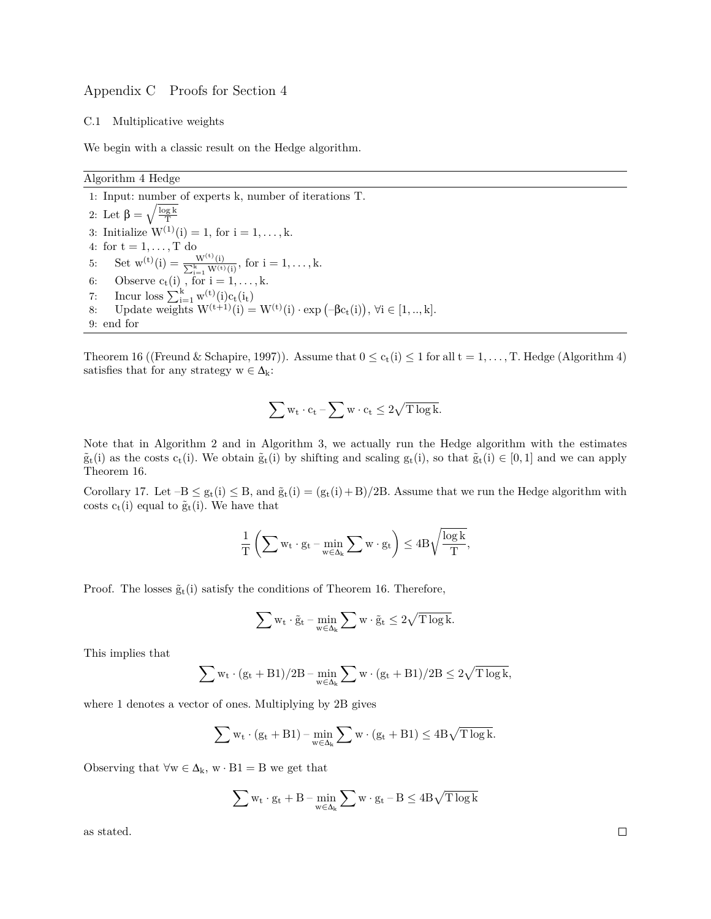# Appendix C Proofs for Section 4

## C.1 Multiplicative weights

We begin with a classic result on the Hedge algorithm.

**Algorithm 4** Hedge

```
1: Input: number of experts k, number of iterations T.
2: Let β = sqrt(log k / T)
3: Initialize W^(1)(i) = 1, for i = 1, ..., k.
4: for t = 1, ..., T do
5:     Set w^(t)(i) = W^(t)(i) / sum_{i=1}^k W^(t)(i), for i = 1, ..., k.
6:     Observe c_t(i) , for i = 1, ..., k.
7:     Incur loss sum_{i=1}^k w^(t)(i) c_t(i_t)
8:     Update weights W^(t+1)(i) = W^(t)(i) · exp(−β c_t(i)), ∀i ∈ [1, .., k].
9: end for
```

1: Input: number of experts $k$, number of iterations $T$.
2: Let $\beta = \sqrt{\frac{\log k}{T}}$
3: Initialize $W^{(1)}(i) = 1$, for $i = 1, \ldots, k$.
4: **for** $t = 1, \ldots, T$ **do**
5: Set $w^{(t)}(i) = \frac{W^{(t)}(i)}{\sum_{i=1}^{k} W^{(t)}(i)}$, for $i = 1, \ldots, k$.
6: Observe $c_t(i)$ , for $i = 1, \ldots, k$.
7: Incur loss $\sum_{i=1}^{k} w^{(t)}(i) c_t(i_t)$
8: Update weights $W^{(t+1)}(i) = W^{(t)}(i) \cdot \exp\left(-\beta c_t(i)\right)$, $\forall i \in [1, .., k]$.
9: **end for**

**Theorem 16** ((Freund & Schapire, 1997)). Assume that $0 \leq c_t(i) \leq 1$ for all $t = 1, \ldots, T$. Hedge (Algorithm 4) satisfies that for any strategy $w \in \Delta_k$:

$$\sum w_t \cdot c_t - \sum w \cdot c_t \leq 2\sqrt{T \log k}.$$

Note that in Algorithm 2 and in Algorithm 3, we actually run the Hedge algorithm with the estimates $\tilde{g}_t(i)$ as the costs $c_t(i)$. We obtain $\tilde{g}_t(i)$ by shifting and scaling $g_t(i)$, so that $\tilde{g}_t(i) \in [0, 1]$ and we can apply Theorem 16.

**Corollary 17.** Let $-B \leq g_t(i) \leq B$, and $\tilde{g}_t(i) = (g_t(i) + B)/2B$. Assume that we run the Hedge algorithm with costs $c_t(i)$ equal to $\tilde{g}_t(i)$. We have that

$$\frac{1}{T}\left(\sum w_t \cdot g_t - \min_{w \in \Delta_k} \sum w \cdot g_t\right) \leq 4B\sqrt{\frac{\log k}{T}},$$

*Proof.* The losses $\tilde{g}_t(i)$ satisfy the conditions of Theorem 16. Therefore,

$$\sum w_t \cdot \tilde{g}_t - \min_{w \in \Delta_k} \sum w \cdot \tilde{g}_t \leq 2\sqrt{T \log k}.$$

This implies that

$$\sum w_t \cdot (g_t + B1)/2B - \min_{w \in \Delta_k} \sum w \cdot (g_t + B1)/2B \leq 2\sqrt{T \log k},$$

where 1 denotes a vector of ones. Multiplying by $2B$ gives

$$\sum w_t \cdot (g_t + B1) - \min_{w \in \Delta_k} \sum w \cdot (g_t + B1) \leq 4B\sqrt{T \log k}.$$

Observing that $\forall w \in \Delta_k$, $w \cdot B1 = B$ we get that

$$\sum w_t \cdot g_t + B - \min_{w \in \Delta_k} \sum w \cdot g_t - B \leq 4B\sqrt{T \log k}$$

as stated. ∎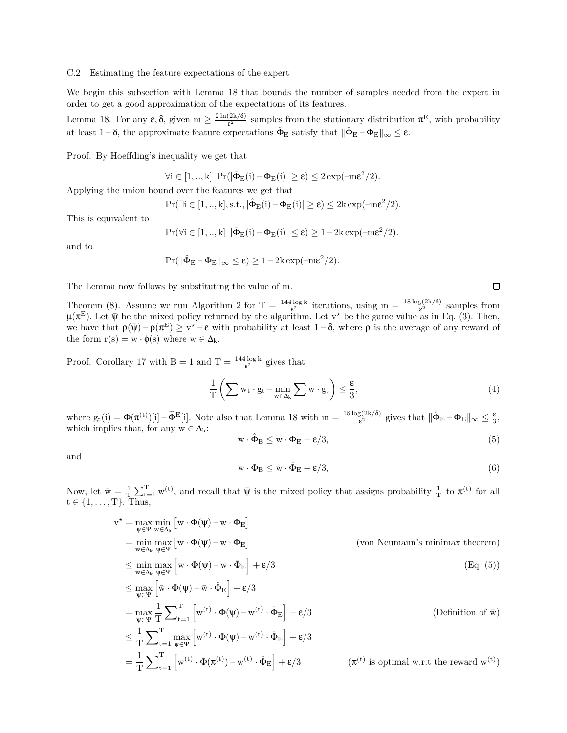### C.2 Estimating the feature expectations of the expert

We begin this subsection with Lemma 18 that bounds the number of samples needed from the expert in order to get a good approximation of the expectations of its features.

Lemma 18. For any $\epsilon, \delta$, given $m \geq \frac{2\ln(2k/\delta)}{\epsilon^2}$ samples from the stationary distribution $\pi^E$, with probability at least $1 - \delta$, the approximate feature expectations $\hat{\Phi}_E$ satisfy that $\|\hat{\Phi}_E - \Phi_E\|_\infty \leq \epsilon$.

*Proof.* By Hoeffding's inequality we get that

$$\forall i \in [1, .., k] \;\; \Pr(|\hat{\Phi}_E(i) - \Phi_E(i)| \geq \epsilon) \leq 2\exp(-m\epsilon^2/2).$$

Applying the union bound over the features we get that

$$\Pr(\exists i \in [1, .., k], \text{s.t.}, |\hat{\Phi}_E(i) - \Phi_E(i)| \geq \epsilon) \leq 2k\exp(-m\epsilon^2/2).$$

This is equivalent to

$$\Pr(\forall i \in [1, .., k] \;\; |\hat{\Phi}_E(i) - \Phi_E(i)| \leq \epsilon) \geq 1 - 2k\exp(-m\epsilon^2/2).$$

and to

$$\Pr(\|\hat{\Phi}_E - \Phi_E\|_\infty \leq \epsilon) \geq 1 - 2k\exp(-m\epsilon^2/2).$$

The Lemma now follows by substituting the value of m. □

Theorem (8). Assume we run Algorithm 2 for $T = \frac{144\log k}{\epsilon^2}$ iterations, using $m = \frac{18\log(2k/\delta)}{\epsilon^2}$ samples from $\mu(\pi^E)$. Let $\bar{\psi}$ be the mixed policy returned by the algorithm. Let $v^\star$ be the game value as in Eq. (3). Then, we have that $\rho(\bar{\psi}) - \rho(\pi^E) \geq v^\star - \epsilon$ with probability at least $1 - \delta$, where $\rho$ is the average of any reward of the form $r(s) = w \cdot \phi(s)$ where $w \in \Delta_k$.

*Proof.* Corollary 17 with $B = 1$ and $T = \frac{144\log k}{\epsilon^2}$ gives that

$$\frac{1}{T}\left(\sum w_t \cdot g_t - \min_{w \in \Delta_k} \sum w \cdot g_t\right) \leq \frac{\epsilon}{3}, \tag{4}$$

where $g_t(i) = \Phi(\pi^{(t)})[i] - \widetilde{\Phi}^E[i]$. Note also that Lemma 18 with $m = \frac{18\log(2k/\delta)}{\epsilon^2}$ gives that $\|\hat{\Phi}_E - \Phi_E\|_\infty \leq \frac{\epsilon}{3}$, which implies that, for any $w \in \Delta_k$:

$$w \cdot \hat{\Phi}_E \leq w \cdot \Phi_E + \epsilon/3, \tag{5}$$

and

$$w \cdot \Phi_E \leq w \cdot \hat{\Phi}_E + \epsilon/3, \tag{6}$$

Now, let $\bar{w} = \frac{1}{T}\sum_{t=1}^{T} w^{(t)}$, and recall that $\bar{\psi}$ is the mixed policy that assigns probability $\frac{1}{T}$ to $\pi^{(t)}$ for all $t \in \{1, \ldots, T\}$. Thus,

$$
\begin{aligned}
v^\star &= \max_{\psi \in \Psi} \min_{w \in \Delta_k} \left[w \cdot \Phi(\psi) - w \cdot \Phi_E\right] \\
&= \min_{w \in \Delta_k} \max_{\psi \in \Psi} \left[w \cdot \Phi(\psi) - w \cdot \Phi_E\right] && \text{(von Neumann's minimax theorem)} \\
&\leq \min_{w \in \Delta_k} \max_{\psi \in \Psi} \left[w \cdot \Phi(\psi) - w \cdot \hat{\Phi}_E\right] + \epsilon/3 && \text{(Eq. (5))} \\
&\leq \max_{\psi \in \Psi} \left[\bar{w} \cdot \Phi(\psi) - \bar{w} \cdot \hat{\Phi}_E\right] + \epsilon/3 \\
&= \max_{\psi \in \Psi} \frac{1}{T}\sum_{t=1}^{T} \left[w^{(t)} \cdot \Phi(\psi) - w^{(t)} \cdot \hat{\Phi}_E\right] + \epsilon/3 && \text{(Definition of } \bar{w}\text{)} \\
&\leq \frac{1}{T}\sum_{t=1}^{T} \max_{\psi \in \Psi} \left[w^{(t)} \cdot \Phi(\psi) - w^{(t)} \cdot \hat{\Phi}_E\right] + \epsilon/3 \\
&= \frac{1}{T}\sum_{t=1}^{T} \left[w^{(t)} \cdot \Phi(\pi^{(t)}) - w^{(t)} \cdot \hat{\Phi}_E\right] + \epsilon/3 && (\pi^{(t)} \text{ is optimal w.r.t the reward } w^{(t)})
\end{aligned}
$$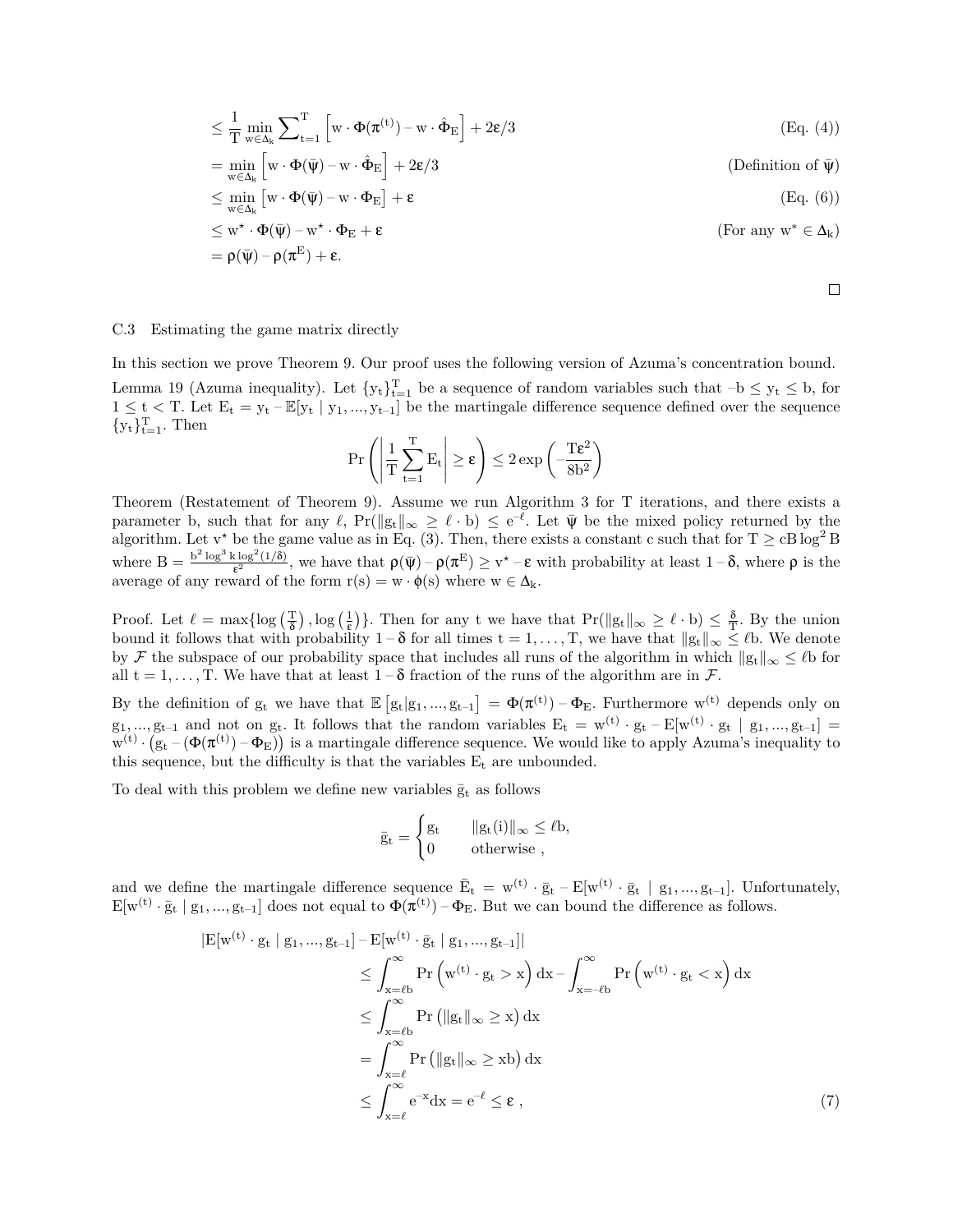$$
\begin{aligned}
&\leq \frac{1}{T} \min_{w \in \Delta_k} \sum_{t=1}^{T} \left[ w \cdot \Phi(\pi^{(t)}) - w \cdot \hat{\Phi}_E \right] + 2\varepsilon/3 && \text{(Eq. (4))} \\
&= \min_{w \in \Delta_k} \left[ w \cdot \Phi(\bar{\psi}) - w \cdot \hat{\Phi}_E \right] + 2\varepsilon/3 && \text{(Definition of } \bar{\psi}\text{)} \\
&\leq \min_{w \in \Delta_k} \left[ w \cdot \Phi(\bar{\psi}) - w \cdot \Phi_E \right] + \varepsilon && \text{(Eq. (6))} \\
&\leq w^\star \cdot \Phi(\bar{\psi}) - w^\star \cdot \Phi_E + \varepsilon && \text{(For any } w^* \in \Delta_k\text{)} \\
&= \rho(\bar{\psi}) - \rho(\pi^E) + \varepsilon.
\end{aligned}
$$

□

### C.3 Estimating the game matrix directly

In this section we prove Theorem 9. Our proof uses the following version of Azuma's concentration bound.

**Lemma 19** (Azuma inequality). Let $\{y_t\}_{t=1}^T$ be a sequence of random variables such that $-b \leq y_t \leq b$, for $1 \leq t < T$. Let $E_t = y_t - \mathbb{E}[y_t \mid y_1, ..., y_{t-1}]$ be the martingale difference sequence defined over the sequence $\{y_t\}_{t=1}^T$. Then

$$
\Pr\left( \left| \frac{1}{T} \sum_{t=1}^{T} E_t \right| \geq \varepsilon \right) \leq 2 \exp\left( -\frac{T\varepsilon^2}{8b^2} \right)
$$

**Theorem** (Restatement of Theorem 9). Assume we run Algorithm 3 for T iterations, and there exists a parameter b, such that for any $\ell$, $\Pr(\|g_t\|_\infty \geq \ell \cdot b) \leq e^{-\ell}$. Let $\bar{\psi}$ be the mixed policy returned by the algorithm. Let $v^\star$ be the game value as in Eq. (3). Then, there exists a constant c such that for $T \geq cB \log^2 B$ where $B = \frac{b^2 \log^3 k \log^2(1/\delta)}{\varepsilon^2}$, we have that $\rho(\bar{\psi}) - \rho(\pi^E) \geq v^\star - \varepsilon$ with probability at least $1 - \delta$, where $\rho$ is the average of any reward of the form $r(s) = w \cdot \phi(s)$ where $w \in \Delta_k$.

*Proof.* Let $\ell = \max\{\log\left(\frac{T}{\delta}\right), \log\left(\frac{1}{\varepsilon}\right)\}$. Then for any t we have that $\Pr(\|g_t\|_\infty \geq \ell \cdot b) \leq \frac{\delta}{T}$. By the union bound it follows that with probability $1 - \delta$ for all times $t = 1, \ldots, T$, we have that $\|g_t\|_\infty \leq \ell b$. We denote by $\mathcal{F}$ the subspace of our probability space that includes all runs of the algorithm in which $\|g_t\|_\infty \leq \ell b$ for all $t = 1, \ldots, T$. We have that at least $1 - \delta$ fraction of the runs of the algorithm are in $\mathcal{F}$.

By the definition of $g_t$ we have that $\mathbb{E}\left[g_t | g_1, ..., g_{t-1}\right] = \Phi(\pi^{(t)}) - \Phi_E$. Furthermore $w^{(t)}$ depends only on $g_1, ..., g_{t-1}$ and not on $g_t$. It follows that the random variables $E_t = w^{(t)} \cdot g_t - E[w^{(t)} \cdot g_t \mid g_1, ..., g_{t-1}] = w^{(t)} \cdot \left(g_t - (\Phi(\pi^{(t)}) - \Phi_E)\right)$ is a martingale difference sequence. We would like to apply Azuma's inequality to this sequence, but the difficulty is that the variables $E_t$ are unbounded.

To deal with this problem we define new variables $\bar{g}_t$ as follows

$$
\bar{g}_t = \begin{cases} g_t & \|g_t(i)\|_\infty \leq \ell b, \\ 0 & \text{otherwise} , \end{cases}
$$

and we define the martingale difference sequence $\bar{E}_t = w^{(t)} \cdot \bar{g}_t - E[w^{(t)} \cdot \bar{g}_t \mid g_1, ..., g_{t-1}]$. Unfortunately, $E[w^{(t)} \cdot \bar{g}_t \mid g_1, ..., g_{t-1}]$ does not equal to $\Phi(\pi^{(t)}) - \Phi_E$. But we can bound the difference as follows.

$$
\begin{aligned}
&|E[w^{(t)} \cdot g_t \mid g_1, ..., g_{t-1}] - E[w^{(t)} \cdot \bar{g}_t \mid g_1, ..., g_{t-1}]| \\
&\qquad \leq \int_{x=\ell b}^{\infty} \Pr\left(w^{(t)} \cdot g_t > x\right) dx - \int_{x=-\ell b}^{\infty} \Pr\left(w^{(t)} \cdot g_t < x\right) dx \\
&\qquad \leq \int_{x=\ell b}^{\infty} \Pr\left(\|g_t\|_\infty \geq x\right) dx \\
&\qquad = \int_{x=\ell}^{\infty} \Pr\left(\|g_t\|_\infty \geq xb\right) dx \\
&\qquad \leq \int_{x=\ell}^{\infty} e^{-x} dx = e^{-\ell} \leq \varepsilon , \qquad (7)
\end{aligned}
$$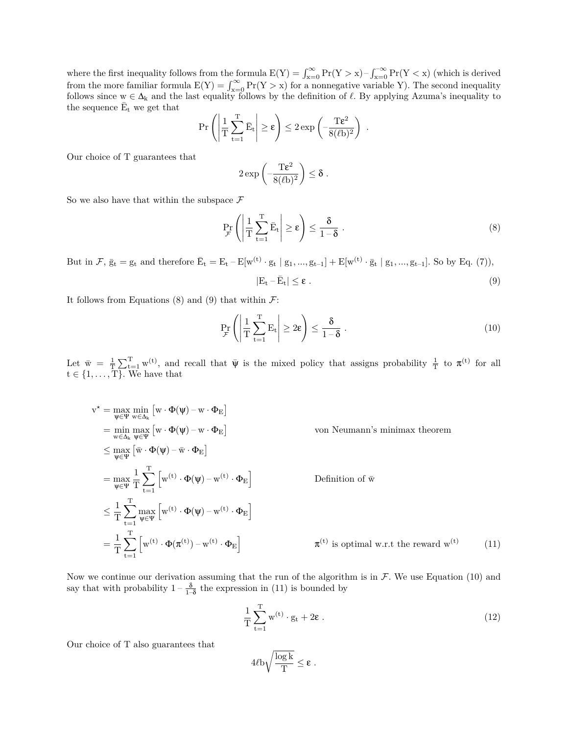where the first inequality follows from the formula $E(Y) = \int_{x=0}^{\infty} \Pr(Y > x) - \int_{x=0}^{-\infty} \Pr(Y < x)$ (which is derived from the more familiar formula $E(Y) = \int_{x=0}^{\infty} \Pr(Y > x)$ for a nonnegative variable Y). The second inequality follows since $w \in \Delta_k$ and the last equality follows by the definition of $\ell$. By applying Azuma's inequality to the sequence $\bar{E}_t$ we get that

$$\Pr\left( \left| \frac{1}{T} \sum_{t=1}^{T} \bar{E}_t \right| \geq \varepsilon \right) \leq 2 \exp\left( -\frac{T\varepsilon^2}{8(\ell b)^2} \right) .$$

Our choice of T guarantees that

$$2 \exp\left( -\frac{T\varepsilon^2}{8(\ell b)^2} \right) \leq \delta .$$

So we also have that within the subspace $\mathcal{F}$

$$\Pr_{\mathcal{F}}\left( \left| \frac{1}{T} \sum_{t=1}^{T} \bar{E}_t \right| \geq \varepsilon \right) \leq \frac{\delta}{1 - \delta} . \tag{8}$$

But in $\mathcal{F}$, $\bar{g}_t = g_t$ and therefore $\bar{E}_t = E_t - E[w^{(t)} \cdot g_t \mid g_1, ..., g_{t-1}] + E[w^{(t)} \cdot \bar{g}_t \mid g_1, ..., g_{t-1}]$. So by Eq. (7)),

$$|E_t - \bar{E}_t| \leq \varepsilon . \tag{9}$$

It follows from Equations (8) and (9) that within $\mathcal{F}$:

$$\Pr_{\mathcal{F}}\left( \left| \frac{1}{T} \sum_{t=1}^{T} E_t \right| \geq 2\varepsilon \right) \leq \frac{\delta}{1 - \delta} . \tag{10}$$

Let $\bar{w} = \frac{1}{T} \sum_{t=1}^{T} w^{(t)}$, and recall that $\bar{\psi}$ is the mixed policy that assigns probability $\frac{1}{T}$ to $\pi^{(t)}$ for all $t \in \{1, \ldots, T\}$. We have that

$$\begin{aligned}
v^\star &= \max_{\psi \in \Psi} \min_{w \in \Delta_k} \left[ w \cdot \Phi(\psi) - w \cdot \Phi_E \right] \\
&= \min_{w \in \Delta_k} \max_{\psi \in \Psi} \left[ w \cdot \Phi(\psi) - w \cdot \Phi_E \right] && \text{von Neumann's minimax theorem} \\
&\leq \max_{\psi \in \Psi} \left[ \bar{w} \cdot \Phi(\psi) - \bar{w} \cdot \Phi_E \right] \\
&= \max_{\psi \in \Psi} \frac{1}{T} \sum_{t=1}^{T} \left[ w^{(t)} \cdot \Phi(\psi) - w^{(t)} \cdot \Phi_E \right] && \text{Definition of } \bar{w} \\
&\leq \frac{1}{T} \sum_{t=1}^{T} \max_{\psi \in \Psi} \left[ w^{(t)} \cdot \Phi(\psi) - w^{(t)} \cdot \Phi_E \right] \\
&= \frac{1}{T} \sum_{t=1}^{T} \left[ w^{(t)} \cdot \Phi(\pi^{(t)}) - w^{(t)} \cdot \Phi_E \right] && \pi^{(t)} \text{ is optimal w.r.t the reward } w^{(t)}
\end{aligned} \tag{11}$$

Now we continue our derivation assuming that the run of the algorithm is in $\mathcal{F}$. We use Equation (10) and say that with probability $1 - \frac{\delta}{1-\delta}$ the expression in (11) is bounded by

$$\frac{1}{T} \sum_{t=1}^{T} w^{(t)} \cdot g_t + 2\varepsilon . \tag{12}$$

Our choice of T also guarantees that

$$4\ell b \sqrt{\frac{\log k}{T}} \leq \varepsilon .$$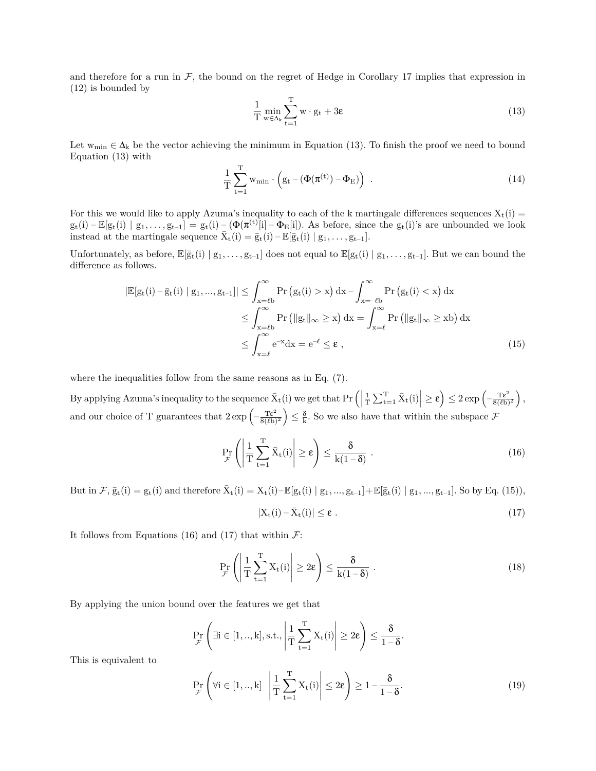and therefore for a run in $\mathcal{F}$, the bound on the regret of Hedge in Corollary 17 implies that expression in (12) is bounded by

$$\frac{1}{T}\min_{w\in\Delta_k}\sum_{t=1}^{T} w\cdot g_t + 3\varepsilon \tag{13}$$

Let $w_{\min}\in\Delta_k$ be the vector achieving the minimum in Equation (13). To finish the proof we need to bound Equation (13) with

$$\frac{1}{T}\sum_{t=1}^{T} w_{\min}\cdot\left(g_t-(\Phi(\pi^{(t)})-\Phi_E)\right) \ . \tag{14}$$

For this we would like to apply Azuma's inequality to each of the k martingale differences sequences $X_t(i) = g_t(i) - \mathbb{E}[g_t(i) \mid g_1,\ldots,g_{t-1}] = g_t(i) - (\Phi(\pi^{(t)}[i] - \Phi_E[i])$. As before, since the $g_t(i)$'s are unbounded we look instead at the martingale sequence $\bar{X}_t(i) = \bar{g}_t(i) - \mathbb{E}[\bar{g}_t(i) \mid g_1,\ldots,g_{t-1}]$.

Unfortunately, as before, $\mathbb{E}[\bar{g}_t(i) \mid g_1,\ldots,g_{t-1}]$ does not equal to $\mathbb{E}[g_t(i) \mid g_1,\ldots,g_{t-1}]$. But we can bound the difference as follows.

$$\begin{aligned}
|\mathbb{E}[g_t(i)-\bar{g}_t(i) \mid g_1,...,g_{t-1}]| &\le \int_{x=\ell b}^{\infty}\Pr\left(g_t(i)>x\right)dx - \int_{x=-\ell b}^{\infty}\Pr\left(g_t(i)<x\right)dx \\
&\le \int_{x=\ell b}^{\infty}\Pr\left(\|g_t\|_\infty \ge x\right)dx = \int_{x=\ell}^{\infty}\Pr\left(\|g_t\|_\infty \ge xb\right)dx \\
&\le \int_{x=\ell}^{\infty} e^{-x}dx = e^{-\ell} \le \varepsilon \ ,
\end{aligned} \tag{15}$$

where the inequalities follow from the same reasons as in Eq. (7).

By applying Azuma's inequality to the sequence $\bar{X}_t(i)$ we get that $\Pr\left(\left|\frac{1}{T}\sum_{t=1}^{T}\bar{X}_t(i)\right| \ge \varepsilon\right) \le 2\exp\left(-\frac{T\varepsilon^2}{8(\ell b)^2}\right)$, and our choice of T guarantees that $2\exp\left(-\frac{T\varepsilon^2}{8(\ell b)^2}\right) \le \frac{\delta}{k}$. So we also have that within the subspace $\mathcal{F}$

$$\Pr_{\mathcal{F}}\left(\left|\frac{1}{T}\sum_{t=1}^{T}\bar{X}_t(i)\right| \ge \varepsilon\right) \le \frac{\delta}{k(1-\delta)} \ . \tag{16}$$

But in $\mathcal{F}$, $\bar{g}_t(i) = g_t(i)$ and therefore $\bar{X}_t(i) = X_t(i) - \mathbb{E}[g_t(i) \mid g_1,...,g_{t-1}] + \mathbb{E}[\bar{g}_t(i) \mid g_1,...,g_{t-1}]$. So by Eq. (15)),

$$|X_t(i) - \bar{X}_t(i)| \le \varepsilon \ . \tag{17}$$

It follows from Equations (16) and (17) that within $\mathcal{F}$:

$$\Pr_{\mathcal{F}}\left(\left|\frac{1}{T}\sum_{t=1}^{T}X_t(i)\right| \ge 2\varepsilon\right) \le \frac{\delta}{k(1-\delta)} \ . \tag{18}$$

By applying the union bound over the features we get that

$$\Pr_{\mathcal{F}}\left(\exists i\in[1,..,k], \text{s.t.}, \left|\frac{1}{T}\sum_{t=1}^{T}X_t(i)\right| \ge 2\varepsilon\right) \le \frac{\delta}{1-\delta}.$$

This is equivalent to

$$\Pr_{\mathcal{F}}\left(\forall i\in[1,..,k] \quad \left|\frac{1}{T}\sum_{t=1}^{T}X_t(i)\right| \le 2\varepsilon\right) \ge 1-\frac{\delta}{1-\delta}. \tag{19}$$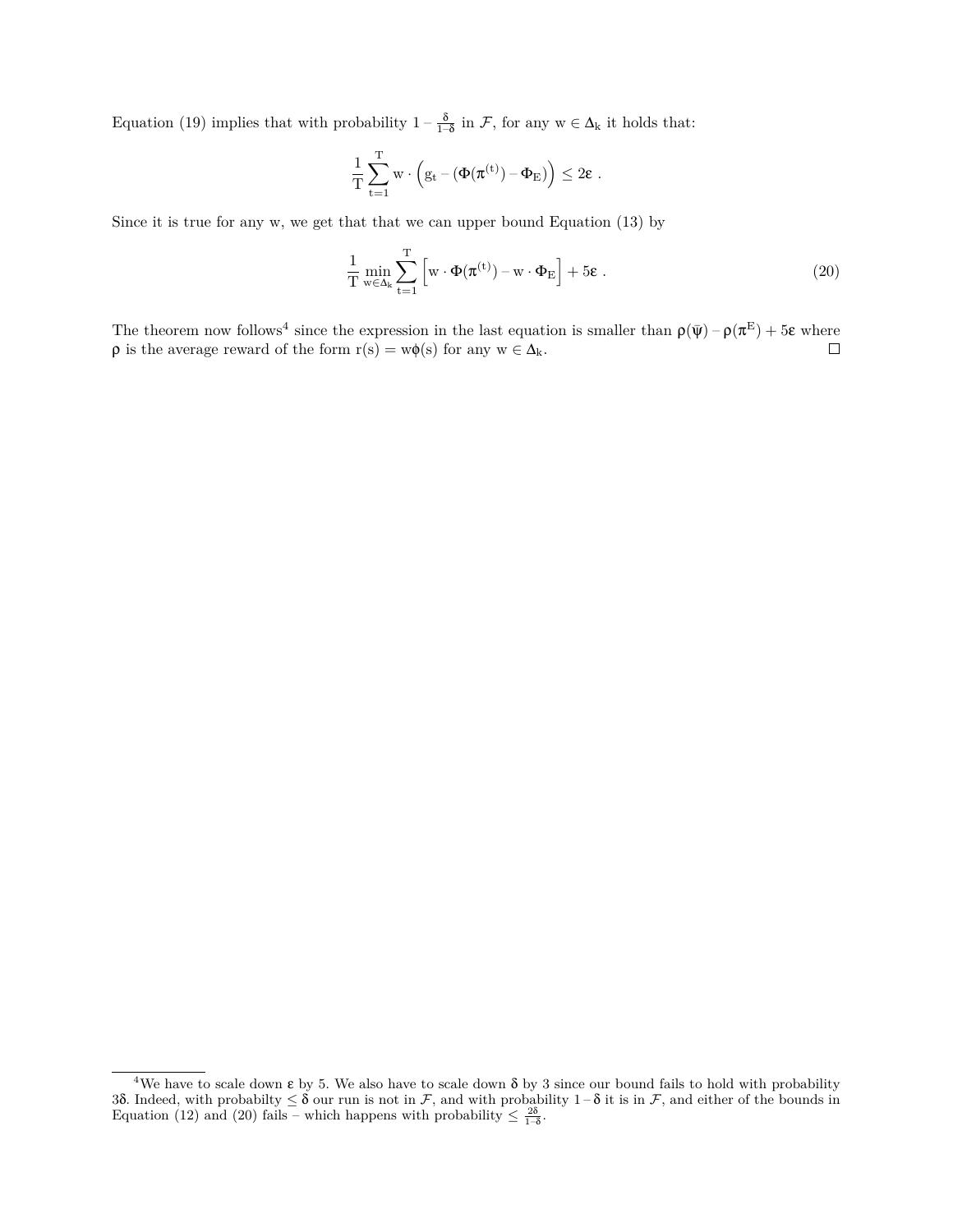Equation (19) implies that with probability $1 - \frac{\delta}{1-\delta}$ in $\mathcal{F}$, for any $w \in \Delta_k$ it holds that:

$$\frac{1}{T}\sum_{t=1}^{T} w \cdot \left(g_t - (\Phi(\pi^{(t)}) - \Phi_E)\right) \leq 2\varepsilon \ .$$

Since it is true for any w, we get that that we can upper bound Equation (13) by

$$\frac{1}{T}\min_{w \in \Delta_k}\sum_{t=1}^{T}\left[w \cdot \Phi(\pi^{(t)}) - w \cdot \Phi_E\right] + 5\varepsilon \ . \tag{20}$$

The theorem now follows[4] since the expression in the last equation is smaller than $\rho(\bar{\psi}) - \rho(\pi^E) + 5\varepsilon$ where $\rho$ is the average reward of the form $r(s) = w\phi(s)$ for any $w \in \Delta_k$. □

[4] We have to scale down $\varepsilon$ by 5. We also have to scale down $\delta$ by 3 since our bound fails to hold with probability $3\delta$. Indeed, with probabilty $\leq \delta$ our run is not in $\mathcal{F}$, and with probability $1 - \delta$ it is in $\mathcal{F}$, and either of the bounds in Equation (12) and (20) fails – which happens with probability $\leq \frac{2\delta}{1-\delta}$.